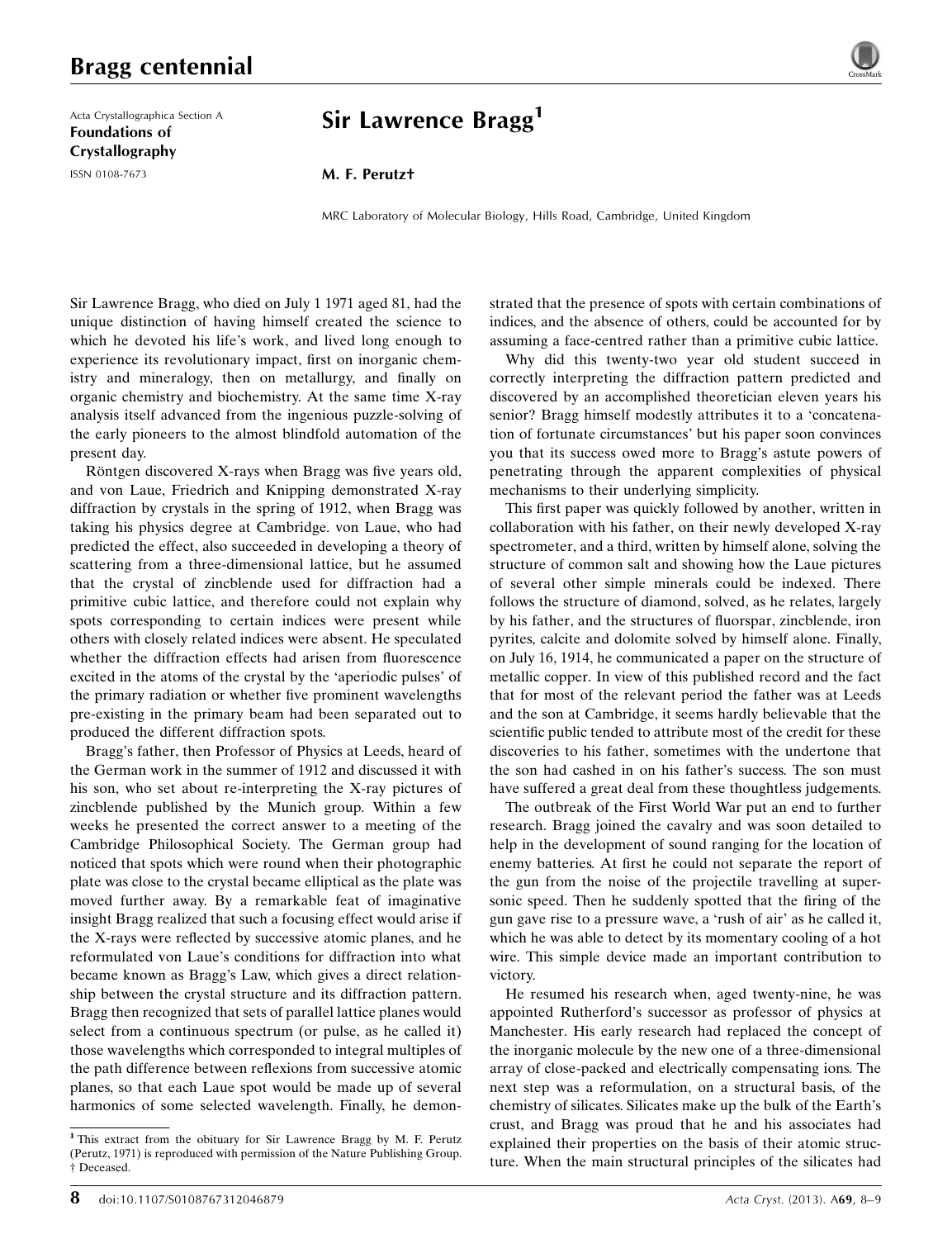# Sir Lawrence Bragg[1]

**M. F. Perutz†**

MRC Laboratory of Molecular Biology, Hills Road, Cambridge, United Kingdom

Sir Lawrence Bragg, who died on July 1 1971 aged 81, had the unique distinction of having himself created the science to which he devoted his life's work, and lived long enough to experience its revolutionary impact, first on inorganic chemistry and mineralogy, then on metallurgy, and finally on organic chemistry and biochemistry. At the same time X-ray analysis itself advanced from the ingenious puzzle-solving of the early pioneers to the almost blindfold automation of the present day.

Röntgen discovered X-rays when Bragg was five years old, and von Laue, Friedrich and Knipping demonstrated X-ray diffraction by crystals in the spring of 1912, when Bragg was taking his physics degree at Cambridge. von Laue, who had predicted the effect, also succeeded in developing a theory of scattering from a three-dimensional lattice, but he assumed that the crystal of zincblende used for diffraction had a primitive cubic lattice, and therefore could not explain why spots corresponding to certain indices were present while others with closely related indices were absent. He speculated whether the diffraction effects had arisen from fluorescence excited in the atoms of the crystal by the 'aperiodic pulses' of the primary radiation or whether five prominent wavelengths pre-existing in the primary beam had been separated out to produced the different diffraction spots.

Bragg's father, then Professor of Physics at Leeds, heard of the German work in the summer of 1912 and discussed it with his son, who set about re-interpreting the X-ray pictures of zincblende published by the Munich group. Within a few weeks he presented the correct answer to a meeting of the Cambridge Philosophical Society. The German group had noticed that spots which were round when their photographic plate was close to the crystal became elliptical as the plate was moved further away. By a remarkable feat of imaginative insight Bragg realized that such a focusing effect would arise if the X-rays were reflected by successive atomic planes, and he reformulated von Laue's conditions for diffraction into what became known as Bragg's Law, which gives a direct relationship between the crystal structure and its diffraction pattern. Bragg then recognized that sets of parallel lattice planes would select from a continuous spectrum (or pulse, as he called it) those wavelengths which corresponded to integral multiples of the path difference between reflexions from successive atomic planes, so that each Laue spot would be made up of several harmonics of some selected wavelength. Finally, he demonstrated that the presence of spots with certain combinations of indices, and the absence of others, could be accounted for by assuming a face-centred rather than a primitive cubic lattice.

Why did this twenty-two year old student succeed in correctly interpreting the diffraction pattern predicted and discovered by an accomplished theoretician eleven years his senior? Bragg himself modestly attributes it to a 'concatenation of fortunate circumstances' but his paper soon convinces you that its success owed more to Bragg's astute powers of penetrating through the apparent complexities of physical mechanisms to their underlying simplicity.

This first paper was quickly followed by another, written in collaboration with his father, on their newly developed X-ray spectrometer, and a third, written by himself alone, solving the structure of common salt and showing how the Laue pictures of several other simple minerals could be indexed. There follows the structure of diamond, solved, as he relates, largely by his father, and the structures of fluorspar, zincblende, iron pyrites, calcite and dolomite solved by himself alone. Finally, on July 16, 1914, he communicated a paper on the structure of metallic copper. In view of this published record and the fact that for most of the relevant period the father was at Leeds and the son at Cambridge, it seems hardly believable that the scientific public tended to attribute most of the credit for these discoveries to his father, sometimes with the undertone that the son had cashed in on his father's success. The son must have suffered a great deal from these thoughtless judgements.

The outbreak of the First World War put an end to further research. Bragg joined the cavalry and was soon detailed to help in the development of sound ranging for the location of enemy batteries. At first he could not separate the report of the gun from the noise of the projectile travelling at supersonic speed. Then he suddenly spotted that the firing of the gun gave rise to a pressure wave, a 'rush of air' as he called it, which he was able to detect by its momentary cooling of a hot wire. This simple device made an important contribution to victory.

He resumed his research when, aged twenty-nine, he was appointed Rutherford's successor as professor of physics at Manchester. His early research had replaced the concept of the inorganic molecule by the new one of a three-dimensional array of close-packed and electrically compensating ions. The next step was a reformulation, on a structural basis, of the chemistry of silicates. Silicates make up the bulk of the Earth's crust, and Bragg was proud that he and his associates had explained their properties on the basis of their atomic structure. When the main structural principles of the silicates had

---

[1] This extract from the obituary for Sir Lawrence Bragg by M. F. Perutz (Perutz, 1971) is reproduced with permission of the Nature Publishing Group.
† Deceased.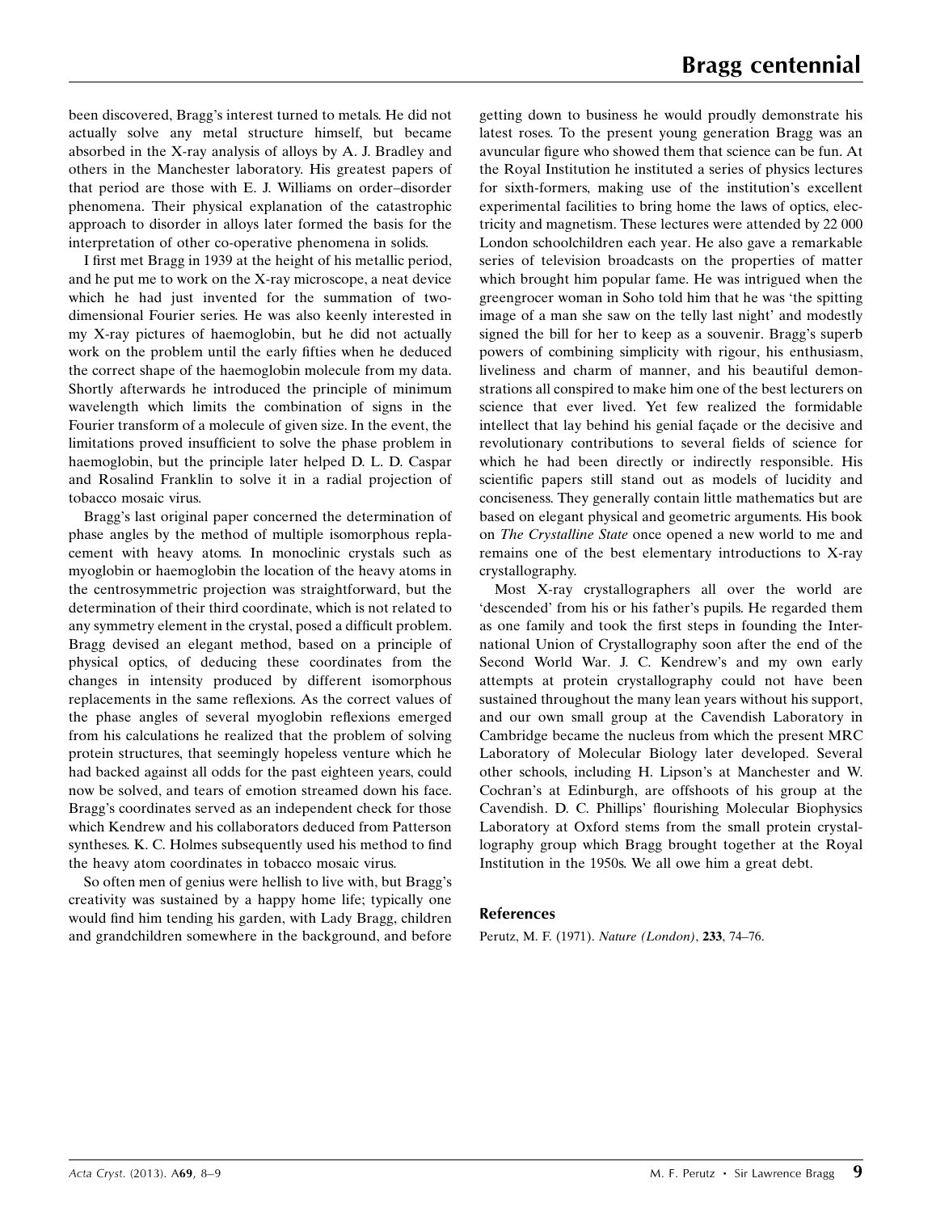been discovered, Bragg's interest turned to metals. He did not actually solve any metal structure himself, but became absorbed in the X-ray analysis of alloys by A. J. Bradley and others in the Manchester laboratory. His greatest papers of that period are those with E. J. Williams on order–disorder phenomena. Their physical explanation of the catastrophic approach to disorder in alloys later formed the basis for the interpretation of other co-operative phenomena in solids.

I first met Bragg in 1939 at the height of his metallic period, and he put me to work on the X-ray microscope, a neat device which he had just invented for the summation of two-dimensional Fourier series. He was also keenly interested in my X-ray pictures of haemoglobin, but he did not actually work on the problem until the early fifties when he deduced the correct shape of the haemoglobin molecule from my data. Shortly afterwards he introduced the principle of minimum wavelength which limits the combination of signs in the Fourier transform of a molecule of given size. In the event, the limitations proved insufficient to solve the phase problem in haemoglobin, but the principle later helped D. L. D. Caspar and Rosalind Franklin to solve it in a radial projection of tobacco mosaic virus.

Bragg's last original paper concerned the determination of phase angles by the method of multiple isomorphous replacement with heavy atoms. In monoclinic crystals such as myoglobin or haemoglobin the location of the heavy atoms in the centrosymmetric projection was straightforward, but the determination of their third coordinate, which is not related to any symmetry element in the crystal, posed a difficult problem. Bragg devised an elegant method, based on a principle of physical optics, of deducing these coordinates from the changes in intensity produced by different isomorphous replacements in the same reflexions. As the correct values of the phase angles of several myoglobin reflexions emerged from his calculations he realized that the problem of solving protein structures, that seemingly hopeless venture which he had backed against all odds for the past eighteen years, could now be solved, and tears of emotion streamed down his face. Bragg's coordinates served as an independent check for those which Kendrew and his collaborators deduced from Patterson syntheses. K. C. Holmes subsequently used his method to find the heavy atom coordinates in tobacco mosaic virus.

So often men of genius were hellish to live with, but Bragg's creativity was sustained by a happy home life; typically one would find him tending his garden, with Lady Bragg, children and grandchildren somewhere in the background, and before getting down to business he would proudly demonstrate his latest roses. To the present young generation Bragg was an avuncular figure who showed them that science can be fun. At the Royal Institution he instituted a series of physics lectures for sixth-formers, making use of the institution's excellent experimental facilities to bring home the laws of optics, electricity and magnetism. These lectures were attended by 22 000 London schoolchildren each year. He also gave a remarkable series of television broadcasts on the properties of matter which brought him popular fame. He was intrigued when the greengrocer woman in Soho told him that he was 'the spitting image of a man she saw on the telly last night' and modestly signed the bill for her to keep as a souvenir. Bragg's superb powers of combining simplicity with rigour, his enthusiasm, liveliness and charm of manner, and his beautiful demonstrations all conspired to make him one of the best lecturers on science that ever lived. Yet few realized the formidable intellect that lay behind his genial façade or the decisive and revolutionary contributions to several fields of science for which he had been directly or indirectly responsible. His scientific papers still stand out as models of lucidity and conciseness. They generally contain little mathematics but are based on elegant physical and geometric arguments. His book on *The Crystalline State* once opened a new world to me and remains one of the best elementary introductions to X-ray crystallography.

Most X-ray crystallographers all over the world are 'descended' from his or his father's pupils. He regarded them as one family and took the first steps in founding the International Union of Crystallography soon after the end of the Second World War. J. C. Kendrew's and my own early attempts at protein crystallography could not have been sustained throughout the many lean years without his support, and our own small group at the Cavendish Laboratory in Cambridge became the nucleus from which the present MRC Laboratory of Molecular Biology later developed. Several other schools, including H. Lipson's at Manchester and W. Cochran's at Edinburgh, are offshoots of his group at the Cavendish. D. C. Phillips' flourishing Molecular Biophysics Laboratory at Oxford stems from the small protein crystallography group which Bragg brought together at the Royal Institution in the 1950s. We all owe him a great debt.

## References

Perutz, M. F. (1971). *Nature (London)*, **233**, 74–76.